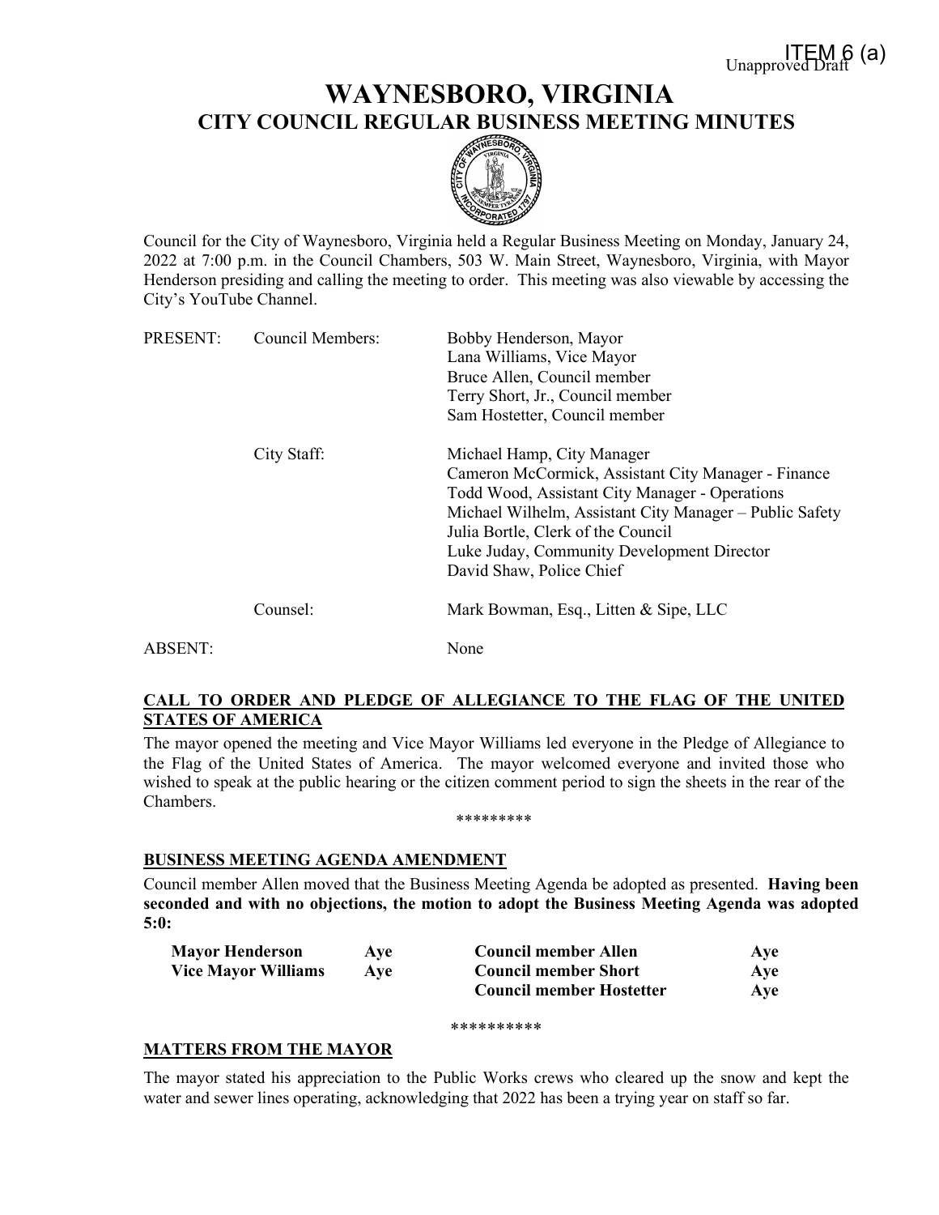ITEM 6 (a)
Unapproved Draft

# WAYNESBORO, VIRGINIA
## CITY COUNCIL REGULAR BUSINESS MEETING MINUTES

Council for the City of Waynesboro, Virginia held a Regular Business Meeting on Monday, January 24, 2022 at 7:00 p.m. in the Council Chambers, 503 W. Main Street, Waynesboro, Virginia, with Mayor Henderson presiding and calling the meeting to order. This meeting was also viewable by accessing the City's YouTube Channel.

| | | |
|---|---|---|
| PRESENT: | Council Members: | Bobby Henderson, Mayor<br>Lana Williams, Vice Mayor<br>Bruce Allen, Council member<br>Terry Short, Jr., Council member<br>Sam Hostetter, Council member |
| | City Staff: | Michael Hamp, City Manager<br>Cameron McCormick, Assistant City Manager - Finance<br>Todd Wood, Assistant City Manager - Operations<br>Michael Wilhelm, Assistant City Manager – Public Safety<br>Julia Bortle, Clerk of the Council<br>Luke Juday, Community Development Director<br>David Shaw, Police Chief |
| | Counsel: | Mark Bowman, Esq., Litten & Sipe, LLC |
| ABSENT: | | None |

**CALL TO ORDER AND PLEDGE OF ALLEGIANCE TO THE FLAG OF THE UNITED STATES OF AMERICA**

The mayor opened the meeting and Vice Mayor Williams led everyone in the Pledge of Allegiance to the Flag of the United States of America. The mayor welcomed everyone and invited those who wished to speak at the public hearing or the citizen comment period to sign the sheets in the rear of the Chambers.

*********

**BUSINESS MEETING AGENDA AMENDMENT**

Council member Allen moved that the Business Meeting Agenda be adopted as presented. **Having been seconded and with no objections, the motion to adopt the Business Meeting Agenda was adopted 5:0:**

| | | | |
|---|---|---|---|
| **Mayor Henderson** | **Aye** | **Council member Allen** | **Aye** |
| **Vice Mayor Williams** | **Aye** | **Council member Short** | **Aye** |
| | | **Council member Hostetter** | **Aye** |

**********

**MATTERS FROM THE MAYOR**

The mayor stated his appreciation to the Public Works crews who cleared up the snow and kept the water and sewer lines operating, acknowledging that 2022 has been a trying year on staff so far.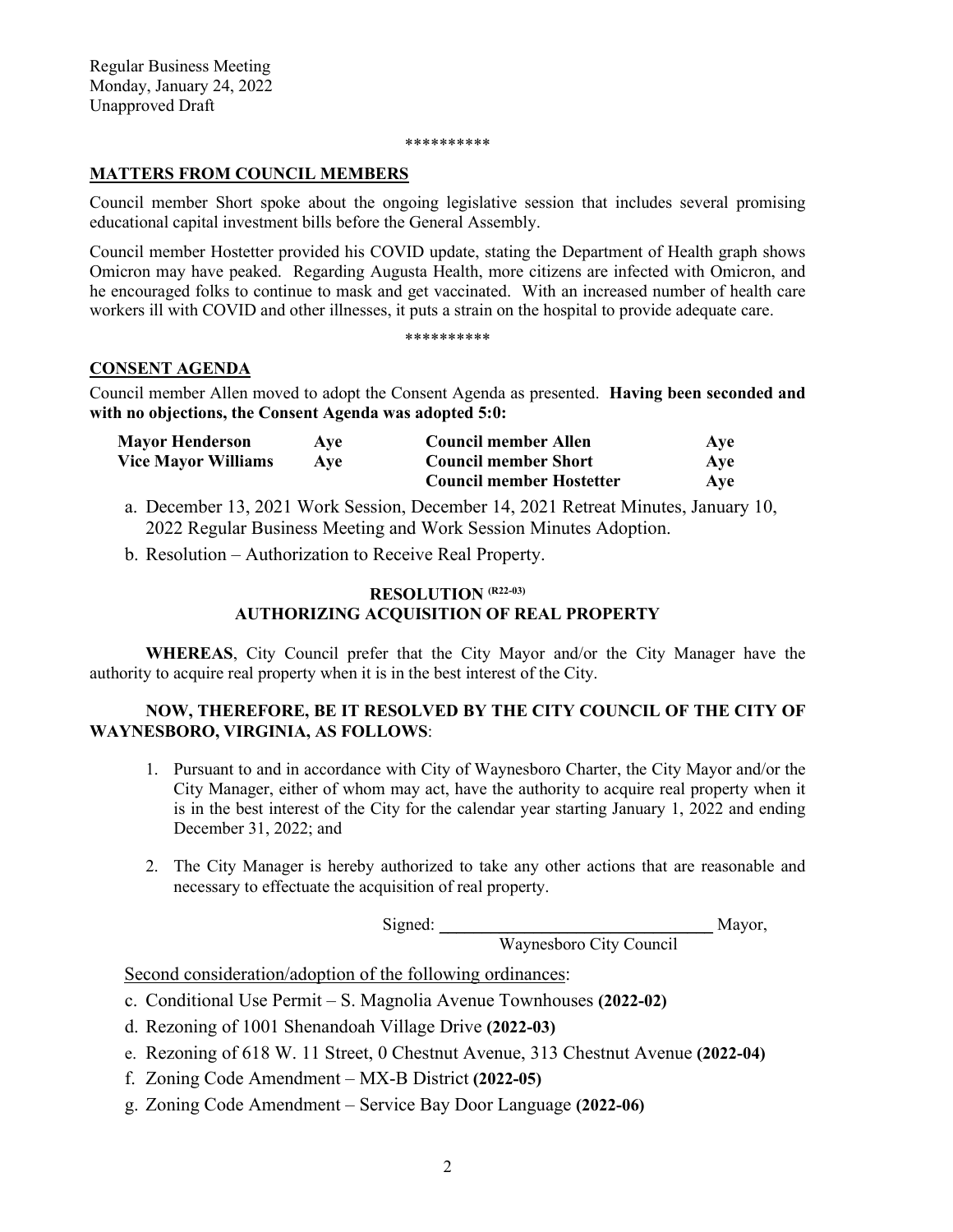Regular Business Meeting
Monday, January 24, 2022
Unapproved Draft

\*\*\*\*\*\*\*\*\*\*

## MATTERS FROM COUNCIL MEMBERS

Council member Short spoke about the ongoing legislative session that includes several promising educational capital investment bills before the General Assembly.

Council member Hostetter provided his COVID update, stating the Department of Health graph shows Omicron may have peaked. Regarding Augusta Health, more citizens are infected with Omicron, and he encouraged folks to continue to mask and get vaccinated. With an increased number of health care workers ill with COVID and other illnesses, it puts a strain on the hospital to provide adequate care.

\*\*\*\*\*\*\*\*\*\*

## CONSENT AGENDA

Council member Allen moved to adopt the Consent Agenda as presented. **Having been seconded and with no objections, the Consent Agenda was adopted 5:0:**

| | | | |
|---|---|---|---|
| **Mayor Henderson** | **Aye** | **Council member Allen** | **Aye** |
| **Vice Mayor Williams** | **Aye** | **Council member Short** | **Aye** |
| | | **Council member Hostetter** | **Aye** |

a. December 13, 2021 Work Session, December 14, 2021 Retreat Minutes, January 10, 2022 Regular Business Meeting and Work Session Minutes Adoption.

b. Resolution – Authorization to Receive Real Property.

### RESOLUTION (R22-03)
### AUTHORIZING ACQUISITION OF REAL PROPERTY

**WHEREAS**, City Council prefer that the City Mayor and/or the City Manager have the authority to acquire real property when it is in the best interest of the City.

**NOW, THEREFORE, BE IT RESOLVED BY THE CITY COUNCIL OF THE CITY OF WAYNESBORO, VIRGINIA, AS FOLLOWS**:

1. Pursuant to and in accordance with City of Waynesboro Charter, the City Mayor and/or the City Manager, either of whom may act, have the authority to acquire real property when it is in the best interest of the City for the calendar year starting January 1, 2022 and ending December 31, 2022; and

2. The City Manager is hereby authorized to take any other actions that are reasonable and necessary to effectuate the acquisition of real property.

Signed: ________________________________ Mayor,
Waynesboro City Council

Second consideration/adoption of the following ordinances:

c. Conditional Use Permit – S. Magnolia Avenue Townhouses **(2022-02)**

d. Rezoning of 1001 Shenandoah Village Drive **(2022-03)**

e. Rezoning of 618 W. 11 Street, 0 Chestnut Avenue, 313 Chestnut Avenue **(2022-04)**

f. Zoning Code Amendment – MX-B District **(2022-05)**

g. Zoning Code Amendment – Service Bay Door Language **(2022-06)**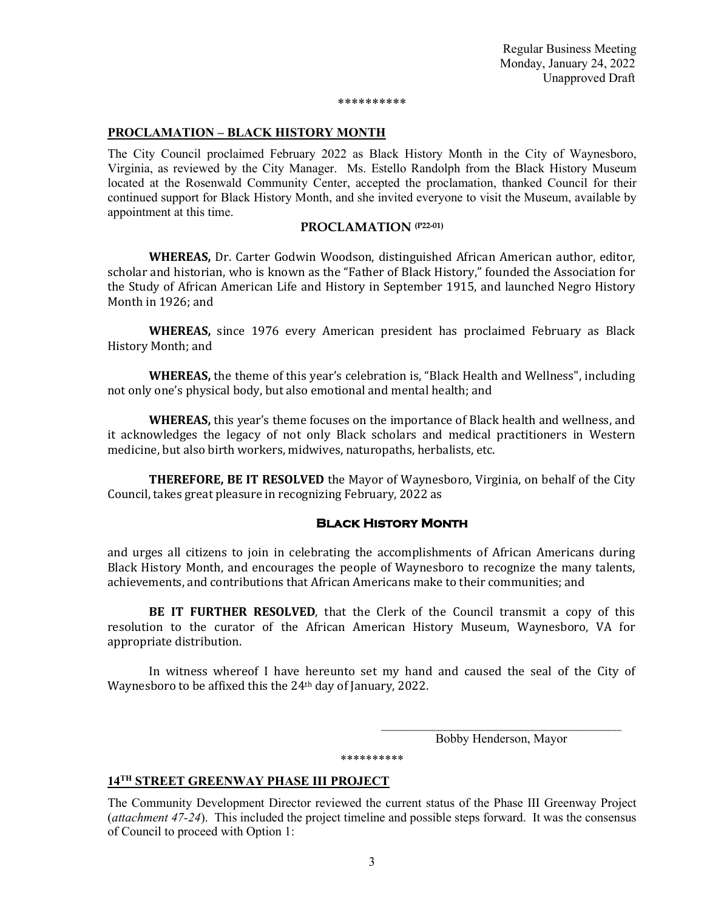\*\*\*\*\*\*\*\*\*\*

## PROCLAMATION – BLACK HISTORY MONTH

The City Council proclaimed February 2022 as Black History Month in the City of Waynesboro, Virginia, as reviewed by the City Manager. Ms. Estello Randolph from the Black History Museum located at the Rosenwald Community Center, accepted the proclamation, thanked Council for their continued support for Black History Month, and she invited everyone to visit the Museum, available by appointment at this time.

### PROCLAMATION (P22-01)

**WHEREAS,** Dr. Carter Godwin Woodson, distinguished African American author, editor, scholar and historian, who is known as the "Father of Black History," founded the Association for the Study of African American Life and History in September 1915, and launched Negro History Month in 1926; and

**WHEREAS,** since 1976 every American president has proclaimed February as Black History Month; and

**WHEREAS,** the theme of this year's celebration is, "Black Health and Wellness", including not only one's physical body, but also emotional and mental health; and

**WHEREAS,** this year's theme focuses on the importance of Black health and wellness, and it acknowledges the legacy of not only Black scholars and medical practitioners in Western medicine, but also birth workers, midwives, naturopaths, herbalists, etc.

**THEREFORE, BE IT RESOLVED** the Mayor of Waynesboro, Virginia, on behalf of the City Council, takes great pleasure in recognizing February, 2022 as

**BLACK HISTORY MONTH**

and urges all citizens to join in celebrating the accomplishments of African Americans during Black History Month, and encourages the people of Waynesboro to recognize the many talents, achievements, and contributions that African Americans make to their communities; and

**BE IT FURTHER RESOLVED**, that the Clerk of the Council transmit a copy of this resolution to the curator of the African American History Museum, Waynesboro, VA for appropriate distribution.

In witness whereof I have hereunto set my hand and caused the seal of the City of Waynesboro to be affixed this the 24th day of January, 2022.

\_\_\_\_\_\_\_\_\_\_\_\_\_\_\_\_\_\_\_\_\_\_\_\_\_\_\_\_\_\_\_\_\_\_\_\_\_\_\_\_

Bobby Henderson, Mayor

\*\*\*\*\*\*\*\*\*\*

## 14TH STREET GREENWAY PHASE III PROJECT

The Community Development Director reviewed the current status of the Phase III Greenway Project (*attachment 47-24*). This included the project timeline and possible steps forward. It was the consensus of Council to proceed with Option 1: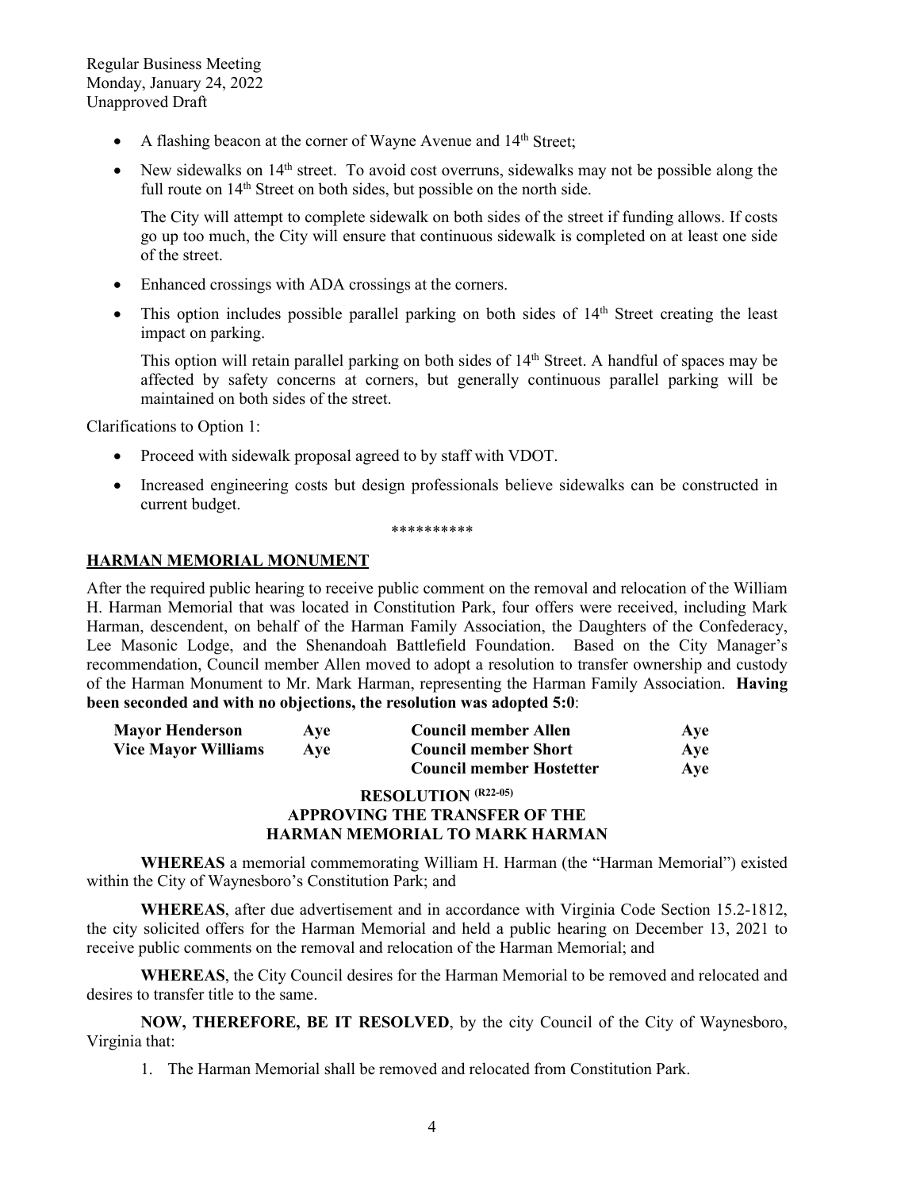- A flashing beacon at the corner of Wayne Avenue and 14th Street;
- New sidewalks on 14th street. To avoid cost overruns, sidewalks may not be possible along the full route on 14th Street on both sides, but possible on the north side.

  The City will attempt to complete sidewalk on both sides of the street if funding allows. If costs go up too much, the City will ensure that continuous sidewalk is completed on at least one side of the street.
- Enhanced crossings with ADA crossings at the corners.
- This option includes possible parallel parking on both sides of 14th Street creating the least impact on parking.

  This option will retain parallel parking on both sides of 14th Street. A handful of spaces may be affected by safety concerns at corners, but generally continuous parallel parking will be maintained on both sides of the street.

Clarifications to Option 1:

- Proceed with sidewalk proposal agreed to by staff with VDOT.
- Increased engineering costs but design professionals believe sidewalks can be constructed in current budget.

**********

## HARMAN MEMORIAL MONUMENT

After the required public hearing to receive public comment on the removal and relocation of the William H. Harman Memorial that was located in Constitution Park, four offers were received, including Mark Harman, descendent, on behalf of the Harman Family Association, the Daughters of the Confederacy, Lee Masonic Lodge, and the Shenandoah Battlefield Foundation. Based on the City Manager's recommendation, Council member Allen moved to adopt a resolution to transfer ownership and custody of the Harman Monument to Mr. Mark Harman, representing the Harman Family Association. **Having been seconded and with no objections, the resolution was adopted 5:0**:

| | | | |
|---|---|---|---|
| **Mayor Henderson** | **Aye** | **Council member Allen** | **Aye** |
| **Vice Mayor Williams** | **Aye** | **Council member Short** | **Aye** |
| | | **Council member Hostetter** | **Aye** |

**RESOLUTION (R22-05)**
**APPROVING THE TRANSFER OF THE HARMAN MEMORIAL TO MARK HARMAN**

**WHEREAS** a memorial commemorating William H. Harman (the "Harman Memorial") existed within the City of Waynesboro's Constitution Park; and

**WHEREAS**, after due advertisement and in accordance with Virginia Code Section 15.2-1812, the city solicited offers for the Harman Memorial and held a public hearing on December 13, 2021 to receive public comments on the removal and relocation of the Harman Memorial; and

**WHEREAS**, the City Council desires for the Harman Memorial to be removed and relocated and desires to transfer title to the same.

**NOW, THEREFORE, BE IT RESOLVED**, by the city Council of the City of Waynesboro, Virginia that:

1. The Harman Memorial shall be removed and relocated from Constitution Park.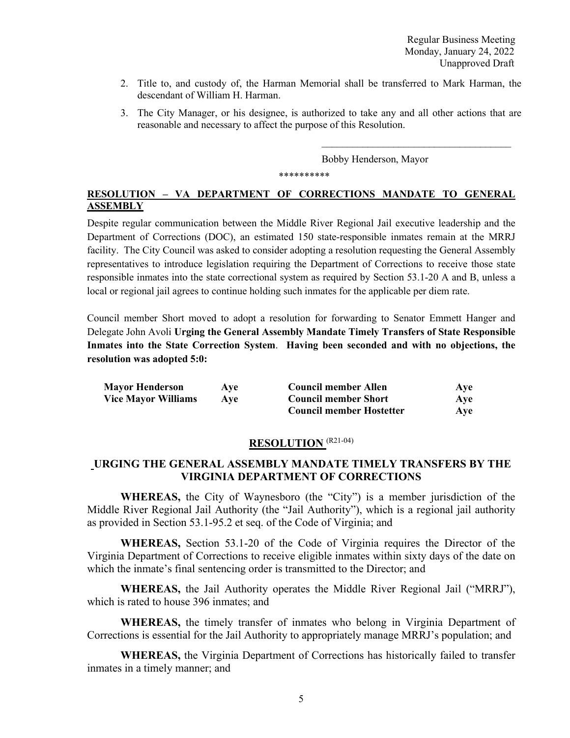2. Title to, and custody of, the Harman Memorial shall be transferred to Mark Harman, the descendant of William H. Harman.
3. The City Manager, or his designee, is authorized to take any and all other actions that are reasonable and necessary to affect the purpose of this Resolution.

\_\_\_\_\_\_\_\_\_\_\_\_\_\_\_\_\_\_\_\_\_\_\_\_\_\_\_\_\_\_\_\_\_\_\_\_\_\_

Bobby Henderson, Mayor

\*\*\*\*\*\*\*\*\*\*

**RESOLUTION – VA DEPARTMENT OF CORRECTIONS MANDATE TO GENERAL ASSEMBLY**

Despite regular communication between the Middle River Regional Jail executive leadership and the Department of Corrections (DOC), an estimated 150 state-responsible inmates remain at the MRRJ facility. The City Council was asked to consider adopting a resolution requesting the General Assembly representatives to introduce legislation requiring the Department of Corrections to receive those state responsible inmates into the state correctional system as required by Section 53.1-20 A and B, unless a local or regional jail agrees to continue holding such inmates for the applicable per diem rate.

Council member Short moved to adopt a resolution for forwarding to Senator Emmett Hanger and Delegate John Avoli **Urging the General Assembly Mandate Timely Transfers of State Responsible Inmates into the State Correction System**. **Having been seconded and with no objections, the resolution was adopted 5:0:**

| | | | |
|---|---|---|---|
| **Mayor Henderson** | **Aye** | **Council member Allen** | **Aye** |
| **Vice Mayor Williams** | **Aye** | **Council member Short** | **Aye** |
| | | **Council member Hostetter** | **Aye** |

## RESOLUTION (R21-04)

## URGING THE GENERAL ASSEMBLY MANDATE TIMELY TRANSFERS BY THE VIRGINIA DEPARTMENT OF CORRECTIONS

**WHEREAS,** the City of Waynesboro (the "City") is a member jurisdiction of the Middle River Regional Jail Authority (the "Jail Authority"), which is a regional jail authority as provided in Section 53.1-95.2 et seq. of the Code of Virginia; and

**WHEREAS,** Section 53.1-20 of the Code of Virginia requires the Director of the Virginia Department of Corrections to receive eligible inmates within sixty days of the date on which the inmate's final sentencing order is transmitted to the Director; and

**WHEREAS,** the Jail Authority operates the Middle River Regional Jail ("MRRJ"), which is rated to house 396 inmates; and

**WHEREAS,** the timely transfer of inmates who belong in Virginia Department of Corrections is essential for the Jail Authority to appropriately manage MRRJ's population; and

**WHEREAS,** the Virginia Department of Corrections has historically failed to transfer inmates in a timely manner; and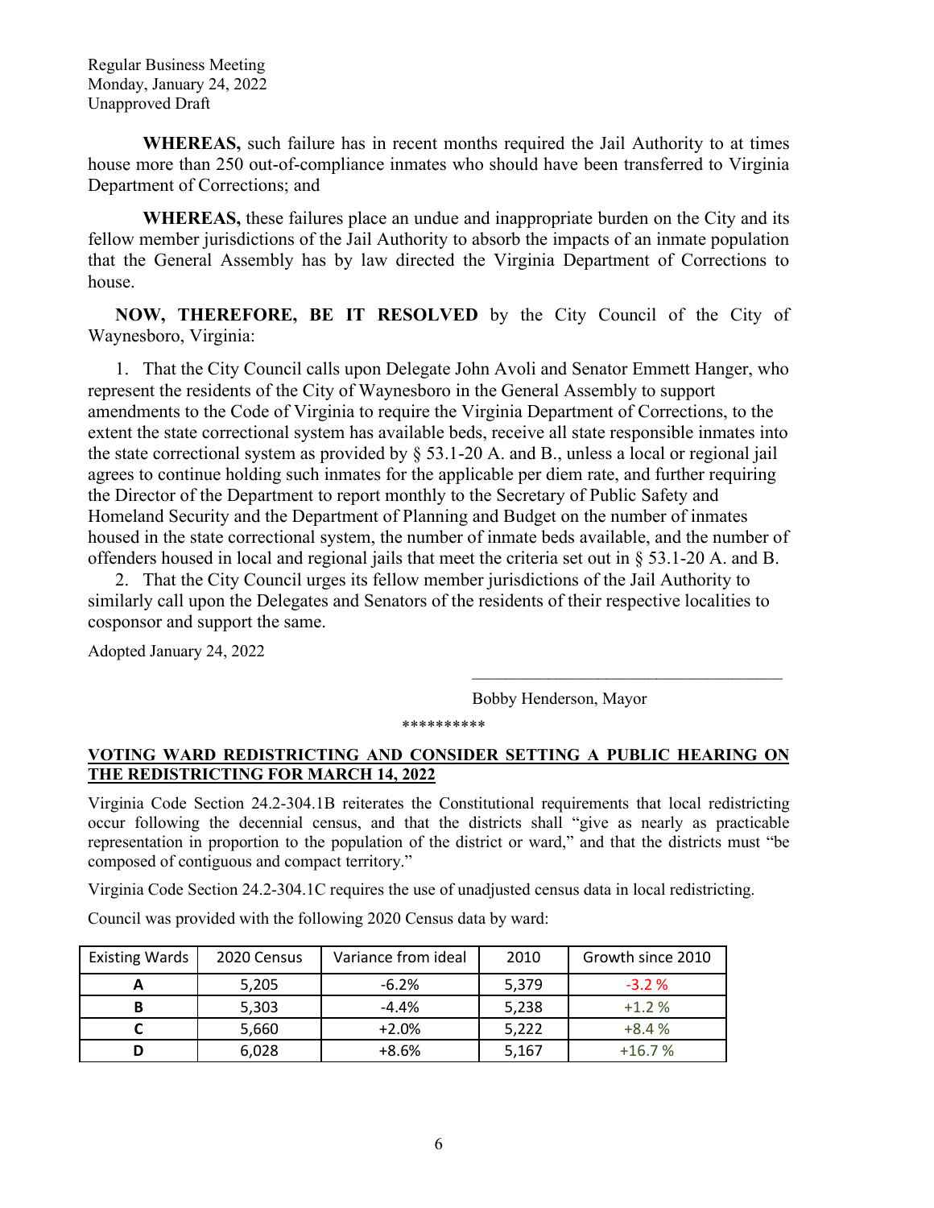Regular Business Meeting
Monday, January 24, 2022
Unapproved Draft

**WHEREAS,** such failure has in recent months required the Jail Authority to at times house more than 250 out-of-compliance inmates who should have been transferred to Virginia Department of Corrections; and

**WHEREAS,** these failures place an undue and inappropriate burden on the City and its fellow member jurisdictions of the Jail Authority to absorb the impacts of an inmate population that the General Assembly has by law directed the Virginia Department of Corrections to house.

**NOW, THEREFORE, BE IT RESOLVED** by the City Council of the City of Waynesboro, Virginia:

1. That the City Council calls upon Delegate John Avoli and Senator Emmett Hanger, who represent the residents of the City of Waynesboro in the General Assembly to support amendments to the Code of Virginia to require the Virginia Department of Corrections, to the extent the state correctional system has available beds, receive all state responsible inmates into the state correctional system as provided by § 53.1-20 A. and B., unless a local or regional jail agrees to continue holding such inmates for the applicable per diem rate, and further requiring the Director of the Department to report monthly to the Secretary of Public Safety and Homeland Security and the Department of Planning and Budget on the number of inmates housed in the state correctional system, the number of inmate beds available, and the number of offenders housed in local and regional jails that meet the criteria set out in § 53.1-20 A. and B.
2. That the City Council urges its fellow member jurisdictions of the Jail Authority to similarly call upon the Delegates and Senators of the residents of their respective localities to cosponsor and support the same.

Adopted January 24, 2022

______________________________________
Bobby Henderson, Mayor

**********

**VOTING WARD REDISTRICTING AND CONSIDER SETTING A PUBLIC HEARING ON THE REDISTRICTING FOR MARCH 14, 2022**

Virginia Code Section 24.2-304.1B reiterates the Constitutional requirements that local redistricting occur following the decennial census, and that the districts shall "give as nearly as practicable representation in proportion to the population of the district or ward," and that the districts must "be composed of contiguous and compact territory."

Virginia Code Section 24.2-304.1C requires the use of unadjusted census data in local redistricting.

Council was provided with the following 2020 Census data by ward:

| Existing Wards | 2020 Census | Variance from ideal | 2010 | Growth since 2010 |
|---|---|---|---|---|
| A | 5,205 | -6.2% | 5,379 | -3.2 % |
| B | 5,303 | -4.4% | 5,238 | +1.2 % |
| C | 5,660 | +2.0% | 5,222 | +8.4 % |
| D | 6,028 | +8.6% | 5,167 | +16.7 % |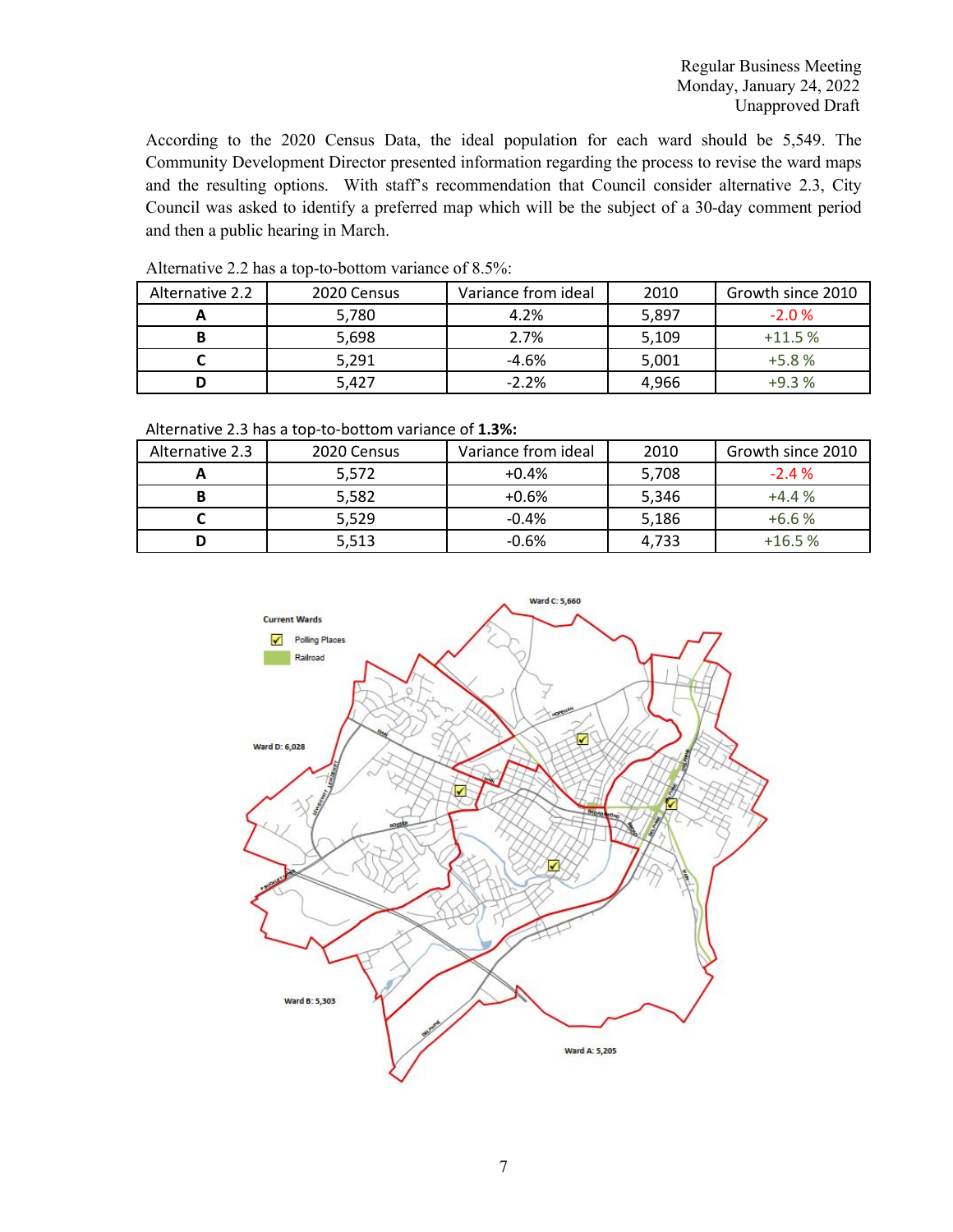According to the 2020 Census Data, the ideal population for each ward should be 5,549. The Community Development Director presented information regarding the process to revise the ward maps and the resulting options. With staff's recommendation that Council consider alternative 2.3, City Council was asked to identify a preferred map which will be the subject of a 30-day comment period and then a public hearing in March.

Alternative 2.2 has a top-to-bottom variance of 8.5%:

| Alternative 2.2 | 2020 Census | Variance from ideal | 2010 | Growth since 2010 |
|---|---|---|---|---|
| **A** | 5,780 | 4.2% | 5,897 | -2.0 % |
| **B** | 5,698 | 2.7% | 5,109 | +11.5 % |
| **C** | 5,291 | -4.6% | 5,001 | +5.8 % |
| **D** | 5,427 | -2.2% | 4,966 | +9.3 % |

Alternative 2.3 has a top-to-bottom variance of **1.3%:**

| Alternative 2.3 | 2020 Census | Variance from ideal | 2010 | Growth since 2010 |
|---|---|---|---|---|
| **A** | 5,572 | +0.4% | 5,708 | -2.4 % |
| **B** | 5,582 | +0.6% | 5,346 | +4.4 % |
| **C** | 5,529 | -0.4% | 5,186 | +6.6 % |
| **D** | 5,513 | -0.6% | 4,733 | +16.5 % |

Current Wards

Polling Places

Railroad

Ward C: 5,660

Ward D: 6,028

Ward B: 5,303

Ward A: 5,205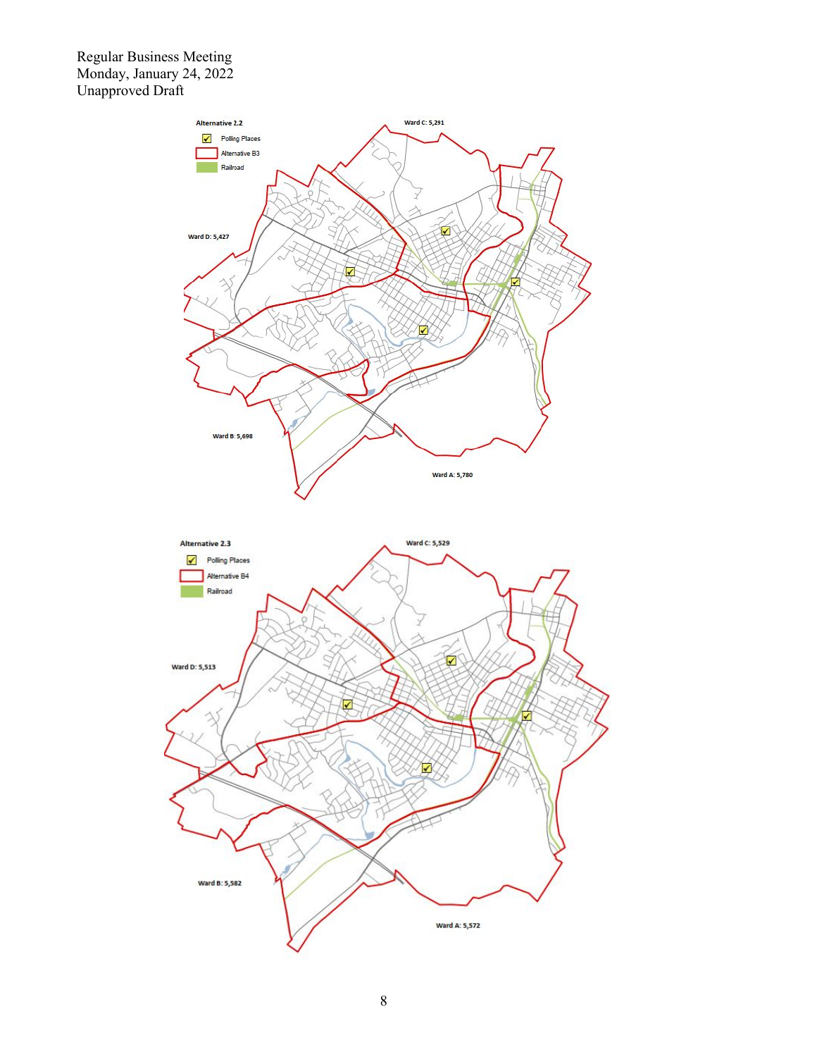Regular Business Meeting
Monday, January 24, 2022
Unapproved Draft

**Alternative 2.2**

- Polling Places
- Alternative B3
- Railroad

Ward C: 5,291

Ward D: 5,427

Ward B: 5,698

Ward A: 5,780

**Alternative 2.3**

- Polling Places
- Alternative B4
- Railroad

Ward C: 5,529

Ward D: 5,513

Ward B: 5,582

Ward A: 5,572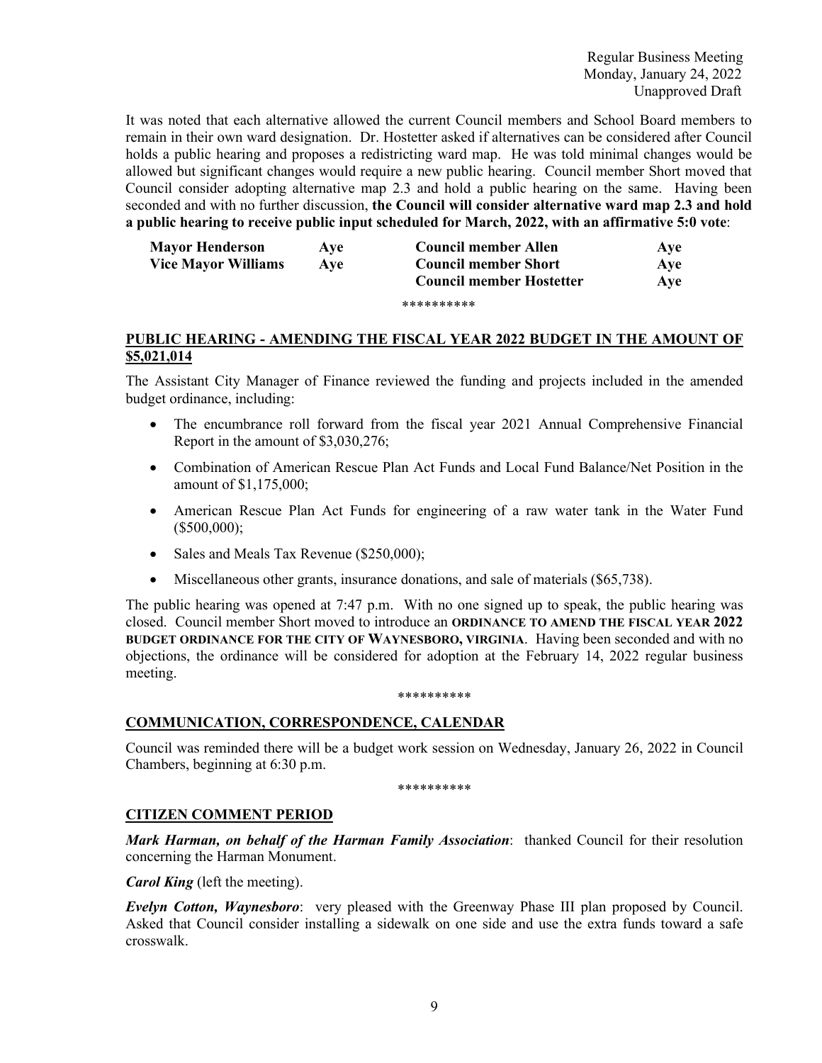It was noted that each alternative allowed the current Council members and School Board members to remain in their own ward designation. Dr. Hostetter asked if alternatives can be considered after Council holds a public hearing and proposes a redistricting ward map. He was told minimal changes would be allowed but significant changes would require a new public hearing. Council member Short moved that Council consider adopting alternative map 2.3 and hold a public hearing on the same. Having been seconded and with no further discussion, **the Council will consider alternative ward map 2.3 and hold a public hearing to receive public input scheduled for March, 2022, with an affirmative 5:0 vote**:

| | | | |
|---|---|---|---|
| **Mayor Henderson** | **Aye** | **Council member Allen** | **Aye** |
| **Vice Mayor Williams** | **Aye** | **Council member Short** | **Aye** |
| | | **Council member Hostetter** | **Aye** |

**********

## PUBLIC HEARING - AMENDING THE FISCAL YEAR 2022 BUDGET IN THE AMOUNT OF $5,021,014

The Assistant City Manager of Finance reviewed the funding and projects included in the amended budget ordinance, including:

- The encumbrance roll forward from the fiscal year 2021 Annual Comprehensive Financial Report in the amount of $3,030,276;
- Combination of American Rescue Plan Act Funds and Local Fund Balance/Net Position in the amount of $1,175,000;
- American Rescue Plan Act Funds for engineering of a raw water tank in the Water Fund ($500,000);
- Sales and Meals Tax Revenue ($250,000);
- Miscellaneous other grants, insurance donations, and sale of materials ($65,738).

The public hearing was opened at 7:47 p.m. With no one signed up to speak, the public hearing was closed. Council member Short moved to introduce an **ORDINANCE TO AMEND THE FISCAL YEAR 2022 BUDGET ORDINANCE FOR THE CITY OF WAYNESBORO, VIRGINIA**. Having been seconded and with no objections, the ordinance will be considered for adoption at the February 14, 2022 regular business meeting.

**********

## COMMUNICATION, CORRESPONDENCE, CALENDAR

Council was reminded there will be a budget work session on Wednesday, January 26, 2022 in Council Chambers, beginning at 6:30 p.m.

**********

## CITIZEN COMMENT PERIOD

***Mark Harman, on behalf of the Harman Family Association***: thanked Council for their resolution concerning the Harman Monument.

***Carol King*** (left the meeting).

***Evelyn Cotton, Waynesboro***: very pleased with the Greenway Phase III plan proposed by Council. Asked that Council consider installing a sidewalk on one side and use the extra funds toward a safe crosswalk.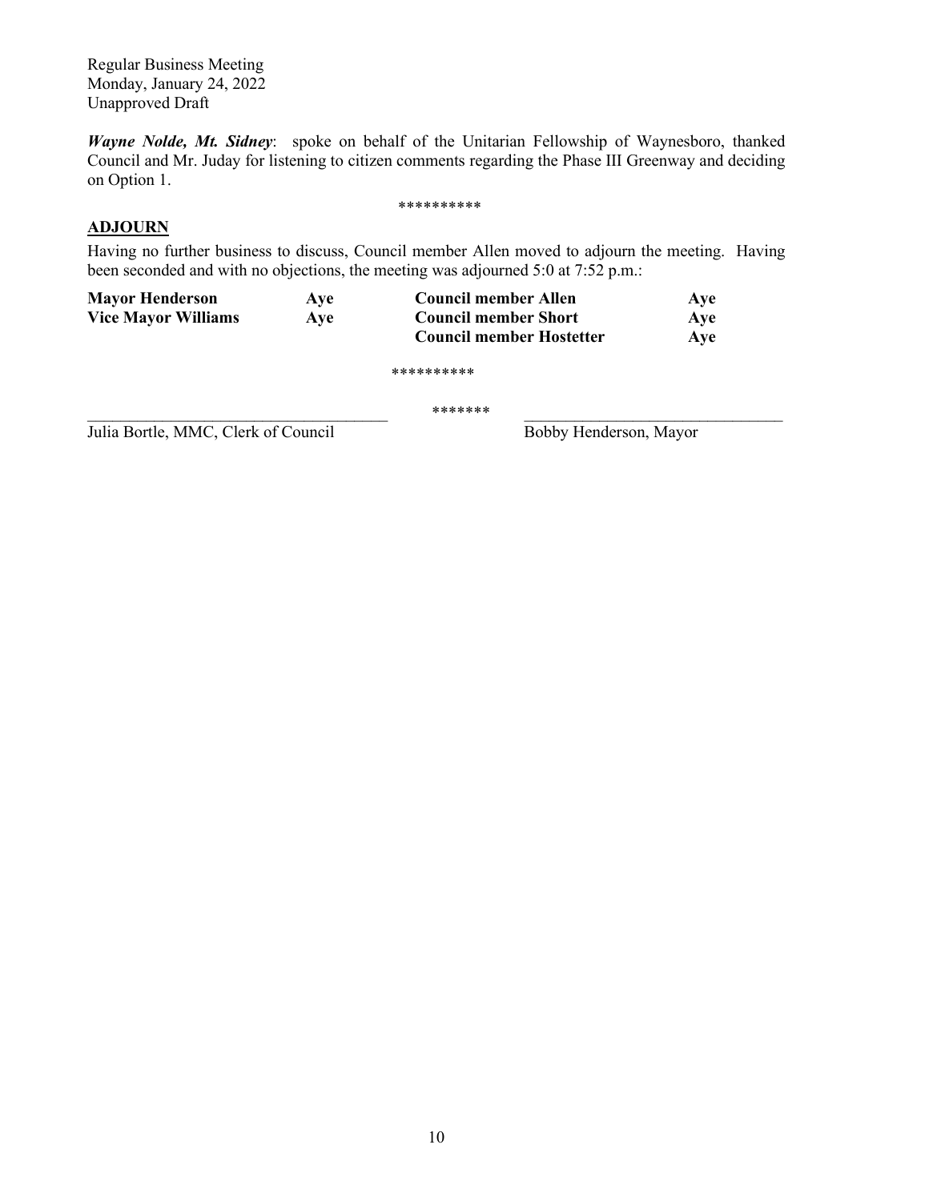*Wayne Nolde, Mt. Sidney*: spoke on behalf of the Unitarian Fellowship of Waynesboro, thanked Council and Mr. Juday for listening to citizen comments regarding the Phase III Greenway and deciding on Option 1.

**********

## ADJOURN

Having no further business to discuss, Council member Allen moved to adjourn the meeting. Having been seconded and with no objections, the meeting was adjourned 5:0 at 7:52 p.m.:

| | | | |
|---|---|---|---|
| **Mayor Henderson** | **Aye** | **Council member Allen** | **Aye** |
| **Vice Mayor Williams** | **Aye** | **Council member Short** | **Aye** |
| | | **Council member Hostetter** | **Aye** |

**********

*******

\_\_\_\_\_\_\_\_\_\_\_\_\_\_\_\_\_\_\_\_\_\_\_\_\_\_\_\_\_\_\_\_\_\_\_\_
Julia Bortle, MMC, Clerk of Council

\_\_\_\_\_\_\_\_\_\_\_\_\_\_\_\_\_\_\_\_\_\_\_\_\_\_\_\_\_\_\_\_\_\_\_\_
Bobby Henderson, Mayor